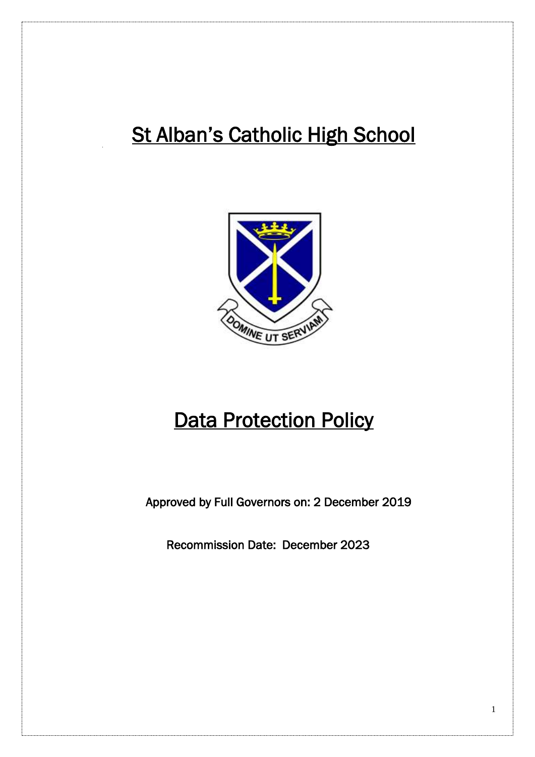# St Alban's Catholic High School

# Data Protection Policy

Approved by Full Governors on: 2 December 2019

Recommission Date: December 2023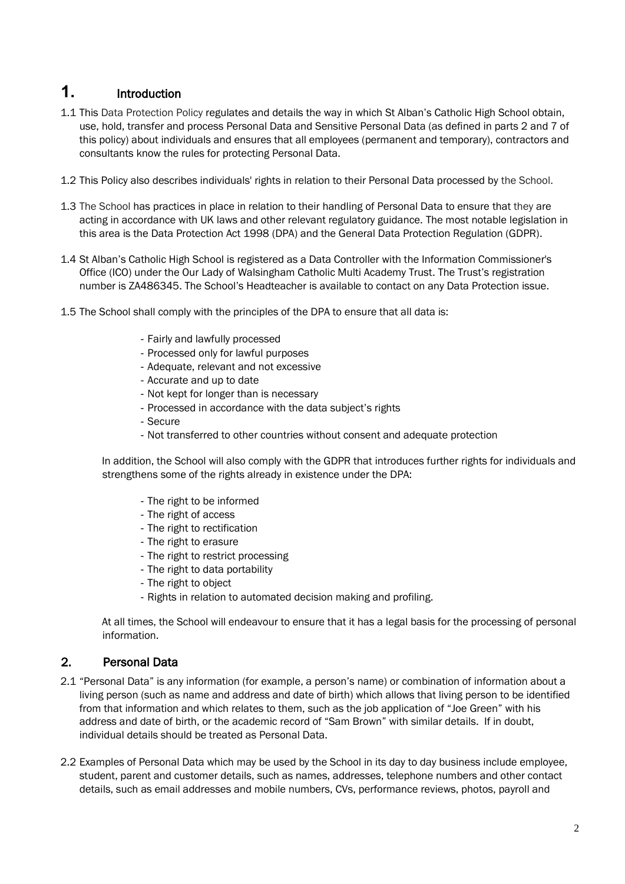# 1. Introduction

1.1 This Data Protection Policy regulates and details the way in which St Alban's Catholic High School obtain, use, hold, transfer and process Personal Data and Sensitive Personal Data (as defined in parts 2 and 7 of this policy) about individuals and ensures that all employees (permanent and temporary), contractors and consultants know the rules for protecting Personal Data.

1.2 This Policy also describes individuals' rights in relation to their Personal Data processed by the School.

1.3 The School has practices in place in relation to their handling of Personal Data to ensure that they are acting in accordance with UK laws and other relevant regulatory guidance. The most notable legislation in this area is the Data Protection Act 1998 (DPA) and the General Data Protection Regulation (GDPR).

1.4 St Alban's Catholic High School is registered as a Data Controller with the Information Commissioner's Office (ICO) under the Our Lady of Walsingham Catholic Multi Academy Trust. The Trust's registration number is ZA486345. The School's Headteacher is available to contact on any Data Protection issue.

1.5 The School shall comply with the principles of the DPA to ensure that all data is:

- Fairly and lawfully processed
- Processed only for lawful purposes
- Adequate, relevant and not excessive
- Accurate and up to date
- Not kept for longer than is necessary
- Processed in accordance with the data subject's rights
- Secure
- Not transferred to other countries without consent and adequate protection

In addition, the School will also comply with the GDPR that introduces further rights for individuals and strengthens some of the rights already in existence under the DPA:

- The right to be informed
- The right of access
- The right to rectification
- The right to erasure
- The right to restrict processing
- The right to data portability
- The right to object
- Rights in relation to automated decision making and profiling.

At all times, the School will endeavour to ensure that it has a legal basis for the processing of personal information.

## 2. Personal Data

2.1 "Personal Data" is any information (for example, a person's name) or combination of information about a living person (such as name and address and date of birth) which allows that living person to be identified from that information and which relates to them, such as the job application of "Joe Green" with his address and date of birth, or the academic record of "Sam Brown" with similar details. If in doubt, individual details should be treated as Personal Data.

2.2 Examples of Personal Data which may be used by the School in its day to day business include employee, student, parent and customer details, such as names, addresses, telephone numbers and other contact details, such as email addresses and mobile numbers, CVs, performance reviews, photos, payroll and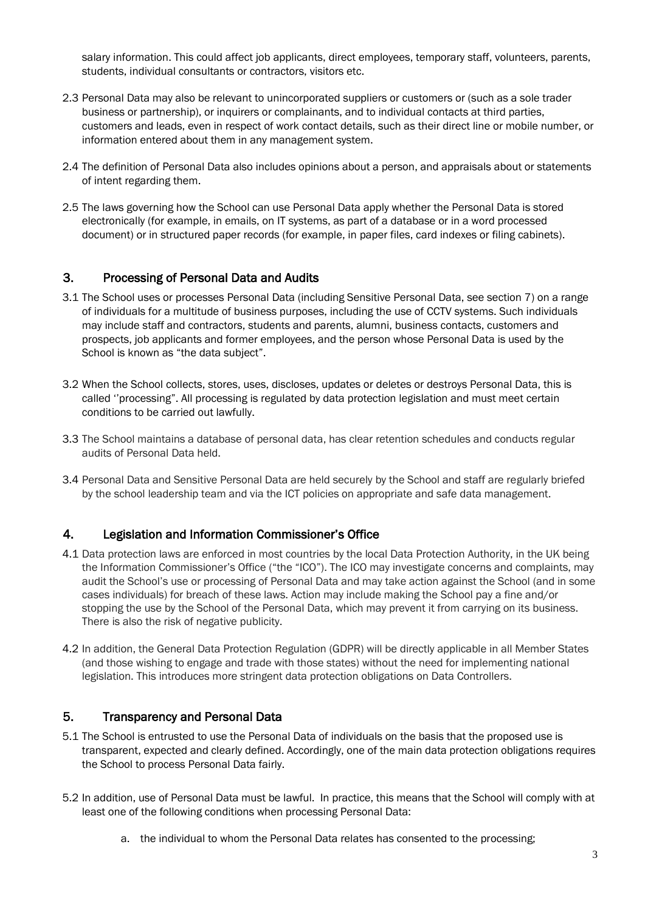salary information. This could affect job applicants, direct employees, temporary staff, volunteers, parents, students, individual consultants or contractors, visitors etc.

2.3 Personal Data may also be relevant to unincorporated suppliers or customers or (such as a sole trader business or partnership), or inquirers or complainants, and to individual contacts at third parties, customers and leads, even in respect of work contact details, such as their direct line or mobile number, or information entered about them in any management system.

2.4 The definition of Personal Data also includes opinions about a person, and appraisals about or statements of intent regarding them.

2.5 The laws governing how the School can use Personal Data apply whether the Personal Data is stored electronically (for example, in emails, on IT systems, as part of a database or in a word processed document) or in structured paper records (for example, in paper files, card indexes or filing cabinets).

## 3. Processing of Personal Data and Audits

3.1 The School uses or processes Personal Data (including Sensitive Personal Data, see section 7) on a range of individuals for a multitude of business purposes, including the use of CCTV systems. Such individuals may include staff and contractors, students and parents, alumni, business contacts, customers and prospects, job applicants and former employees, and the person whose Personal Data is used by the School is known as "the data subject".

3.2 When the School collects, stores, uses, discloses, updates or deletes or destroys Personal Data, this is called ''processing". All processing is regulated by data protection legislation and must meet certain conditions to be carried out lawfully.

3.3 The School maintains a database of personal data, has clear retention schedules and conducts regular audits of Personal Data held.

3.4 Personal Data and Sensitive Personal Data are held securely by the School and staff are regularly briefed by the school leadership team and via the ICT policies on appropriate and safe data management.

## 4. Legislation and Information Commissioner's Office

4.1 Data protection laws are enforced in most countries by the local Data Protection Authority, in the UK being the Information Commissioner's Office ("the "ICO"). The ICO may investigate concerns and complaints, may audit the School's use or processing of Personal Data and may take action against the School (and in some cases individuals) for breach of these laws. Action may include making the School pay a fine and/or stopping the use by the School of the Personal Data, which may prevent it from carrying on its business. There is also the risk of negative publicity.

4.2 In addition, the General Data Protection Regulation (GDPR) will be directly applicable in all Member States (and those wishing to engage and trade with those states) without the need for implementing national legislation. This introduces more stringent data protection obligations on Data Controllers.

## 5. Transparency and Personal Data

5.1 The School is entrusted to use the Personal Data of individuals on the basis that the proposed use is transparent, expected and clearly defined. Accordingly, one of the main data protection obligations requires the School to process Personal Data fairly.

5.2 In addition, use of Personal Data must be lawful. In practice, this means that the School will comply with at least one of the following conditions when processing Personal Data:

a. the individual to whom the Personal Data relates has consented to the processing;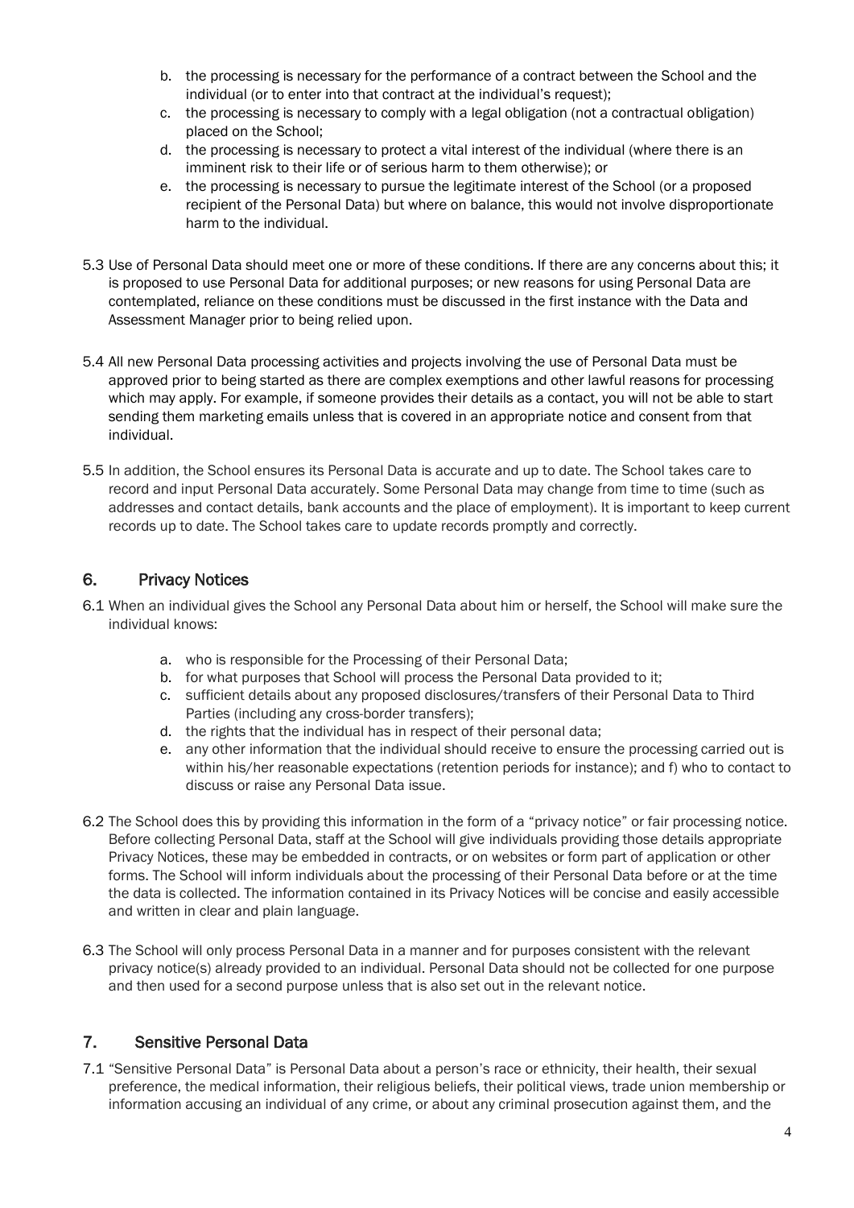b. the processing is necessary for the performance of a contract between the School and the individual (or to enter into that contract at the individual's request);
c. the processing is necessary to comply with a legal obligation (not a contractual obligation) placed on the School;
d. the processing is necessary to protect a vital interest of the individual (where there is an imminent risk to their life or of serious harm to them otherwise); or
e. the processing is necessary to pursue the legitimate interest of the School (or a proposed recipient of the Personal Data) but where on balance, this would not involve disproportionate harm to the individual.

5.3 Use of Personal Data should meet one or more of these conditions. If there are any concerns about this; it is proposed to use Personal Data for additional purposes; or new reasons for using Personal Data are contemplated, reliance on these conditions must be discussed in the first instance with the Data and Assessment Manager prior to being relied upon.

5.4 All new Personal Data processing activities and projects involving the use of Personal Data must be approved prior to being started as there are complex exemptions and other lawful reasons for processing which may apply. For example, if someone provides their details as a contact, you will not be able to start sending them marketing emails unless that is covered in an appropriate notice and consent from that individual.

5.5 In addition, the School ensures its Personal Data is accurate and up to date. The School takes care to record and input Personal Data accurately. Some Personal Data may change from time to time (such as addresses and contact details, bank accounts and the place of employment). It is important to keep current records up to date. The School takes care to update records promptly and correctly.

## 6. Privacy Notices

6.1 When an individual gives the School any Personal Data about him or herself, the School will make sure the individual knows:

a. who is responsible for the Processing of their Personal Data;
b. for what purposes that School will process the Personal Data provided to it;
c. sufficient details about any proposed disclosures/transfers of their Personal Data to Third Parties (including any cross-border transfers);
d. the rights that the individual has in respect of their personal data;
e. any other information that the individual should receive to ensure the processing carried out is within his/her reasonable expectations (retention periods for instance); and f) who to contact to discuss or raise any Personal Data issue.

6.2 The School does this by providing this information in the form of a "privacy notice" or fair processing notice. Before collecting Personal Data, staff at the School will give individuals providing those details appropriate Privacy Notices, these may be embedded in contracts, or on websites or form part of application or other forms. The School will inform individuals about the processing of their Personal Data before or at the time the data is collected. The information contained in its Privacy Notices will be concise and easily accessible and written in clear and plain language.

6.3 The School will only process Personal Data in a manner and for purposes consistent with the relevant privacy notice(s) already provided to an individual. Personal Data should not be collected for one purpose and then used for a second purpose unless that is also set out in the relevant notice.

## 7. Sensitive Personal Data

7.1 "Sensitive Personal Data" is Personal Data about a person's race or ethnicity, their health, their sexual preference, the medical information, their religious beliefs, their political views, trade union membership or information accusing an individual of any crime, or about any criminal prosecution against them, and the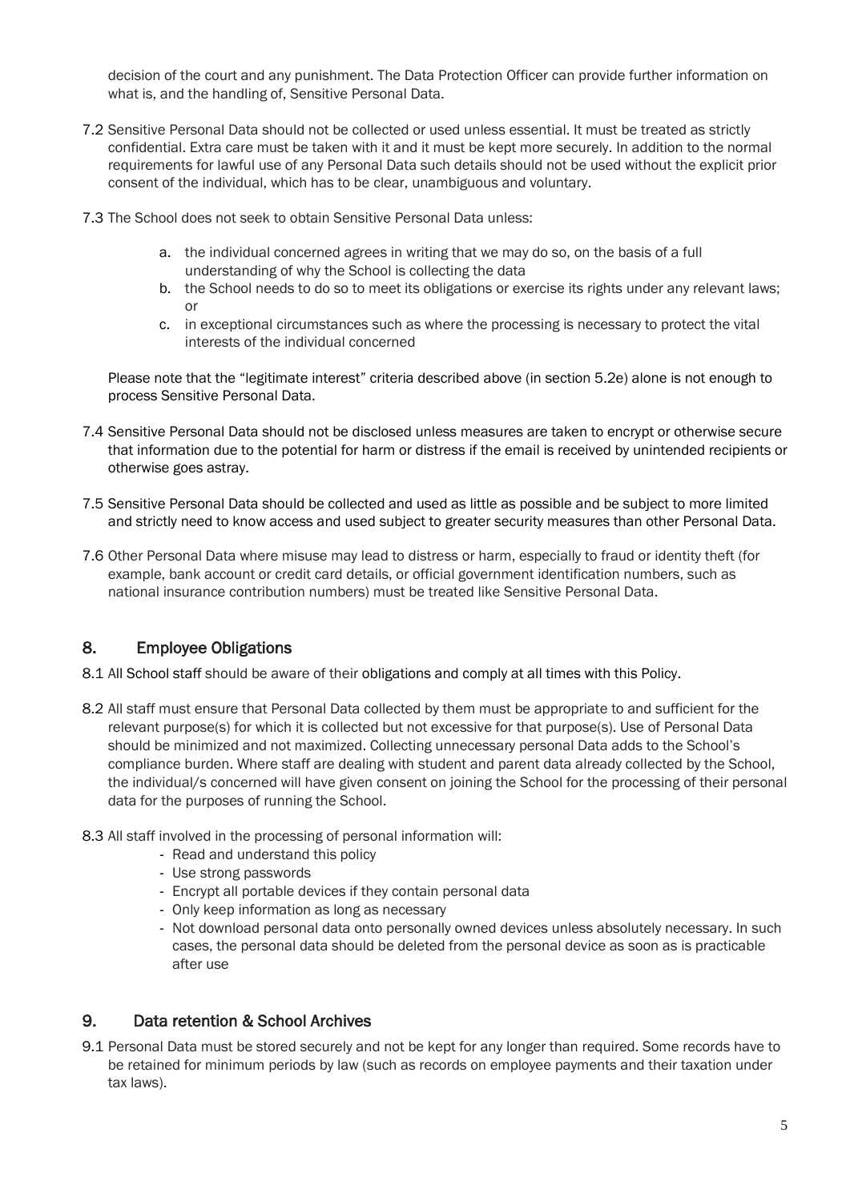decision of the court and any punishment. The Data Protection Officer can provide further information on what is, and the handling of, Sensitive Personal Data.

7.2 Sensitive Personal Data should not be collected or used unless essential. It must be treated as strictly confidential. Extra care must be taken with it and it must be kept more securely. In addition to the normal requirements for lawful use of any Personal Data such details should not be used without the explicit prior consent of the individual, which has to be clear, unambiguous and voluntary.

7.3 The School does not seek to obtain Sensitive Personal Data unless:

a. the individual concerned agrees in writing that we may do so, on the basis of a full understanding of why the School is collecting the data
b. the School needs to do so to meet its obligations or exercise its rights under any relevant laws; or
c. in exceptional circumstances such as where the processing is necessary to protect the vital interests of the individual concerned

Please note that the "legitimate interest" criteria described above (in section 5.2e) alone is not enough to process Sensitive Personal Data.

7.4 Sensitive Personal Data should not be disclosed unless measures are taken to encrypt or otherwise secure that information due to the potential for harm or distress if the email is received by unintended recipients or otherwise goes astray.

7.5 Sensitive Personal Data should be collected and used as little as possible and be subject to more limited and strictly need to know access and used subject to greater security measures than other Personal Data.

7.6 Other Personal Data where misuse may lead to distress or harm, especially to fraud or identity theft (for example, bank account or credit card details, or official government identification numbers, such as national insurance contribution numbers) must be treated like Sensitive Personal Data.

## 8. Employee Obligations

8.1 All School staff should be aware of their obligations and comply at all times with this Policy.

8.2 All staff must ensure that Personal Data collected by them must be appropriate to and sufficient for the relevant purpose(s) for which it is collected but not excessive for that purpose(s). Use of Personal Data should be minimized and not maximized. Collecting unnecessary personal Data adds to the School's compliance burden. Where staff are dealing with student and parent data already collected by the School, the individual/s concerned will have given consent on joining the School for the processing of their personal data for the purposes of running the School.

8.3 All staff involved in the processing of personal information will:

- Read and understand this policy
- Use strong passwords
- Encrypt all portable devices if they contain personal data
- Only keep information as long as necessary
- Not download personal data onto personally owned devices unless absolutely necessary. In such cases, the personal data should be deleted from the personal device as soon as is practicable after use

## 9. Data retention & School Archives

9.1 Personal Data must be stored securely and not be kept for any longer than required. Some records have to be retained for minimum periods by law (such as records on employee payments and their taxation under tax laws).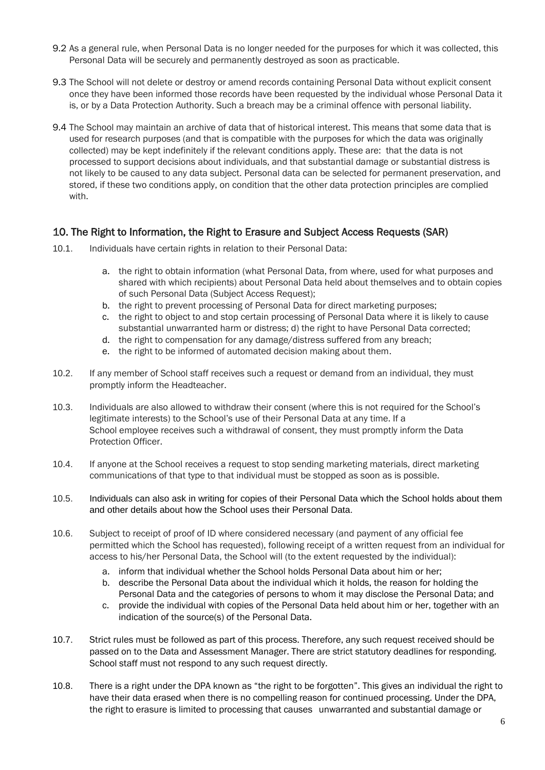9.2 As a general rule, when Personal Data is no longer needed for the purposes for which it was collected, this Personal Data will be securely and permanently destroyed as soon as practicable.

9.3 The School will not delete or destroy or amend records containing Personal Data without explicit consent once they have been informed those records have been requested by the individual whose Personal Data it is, or by a Data Protection Authority. Such a breach may be a criminal offence with personal liability.

9.4 The School may maintain an archive of data that of historical interest. This means that some data that is used for research purposes (and that is compatible with the purposes for which the data was originally collected) may be kept indefinitely if the relevant conditions apply. These are: that the data is not processed to support decisions about individuals, and that substantial damage or substantial distress is not likely to be caused to any data subject. Personal data can be selected for permanent preservation, and stored, if these two conditions apply, on condition that the other data protection principles are complied with.

## 10. The Right to Information, the Right to Erasure and Subject Access Requests (SAR)

10.1. Individuals have certain rights in relation to their Personal Data:

a. the right to obtain information (what Personal Data, from where, used for what purposes and shared with which recipients) about Personal Data held about themselves and to obtain copies of such Personal Data (Subject Access Request);
b. the right to prevent processing of Personal Data for direct marketing purposes;
c. the right to object to and stop certain processing of Personal Data where it is likely to cause substantial unwarranted harm or distress; d) the right to have Personal Data corrected;
d. the right to compensation for any damage/distress suffered from any breach;
e. the right to be informed of automated decision making about them.

10.2. If any member of School staff receives such a request or demand from an individual, they must promptly inform the Headteacher.

10.3. Individuals are also allowed to withdraw their consent (where this is not required for the School's legitimate interests) to the School's use of their Personal Data at any time. If a School employee receives such a withdrawal of consent, they must promptly inform the Data Protection Officer.

10.4. If anyone at the School receives a request to stop sending marketing materials, direct marketing communications of that type to that individual must be stopped as soon as is possible.

10.5. Individuals can also ask in writing for copies of their Personal Data which the School holds about them and other details about how the School uses their Personal Data.

10.6. Subject to receipt of proof of ID where considered necessary (and payment of any official fee permitted which the School has requested), following receipt of a written request from an individual for access to his/her Personal Data, the School will (to the extent requested by the individual):

a. inform that individual whether the School holds Personal Data about him or her;
b. describe the Personal Data about the individual which it holds, the reason for holding the Personal Data and the categories of persons to whom it may disclose the Personal Data; and
c. provide the individual with copies of the Personal Data held about him or her, together with an indication of the source(s) of the Personal Data.

10.7. Strict rules must be followed as part of this process. Therefore, any such request received should be passed on to the Data and Assessment Manager. There are strict statutory deadlines for responding. School staff must not respond to any such request directly.

10.8. There is a right under the DPA known as "the right to be forgotten". This gives an individual the right to have their data erased when there is no compelling reason for continued processing. Under the DPA, the right to erasure is limited to processing that causes unwarranted and substantial damage or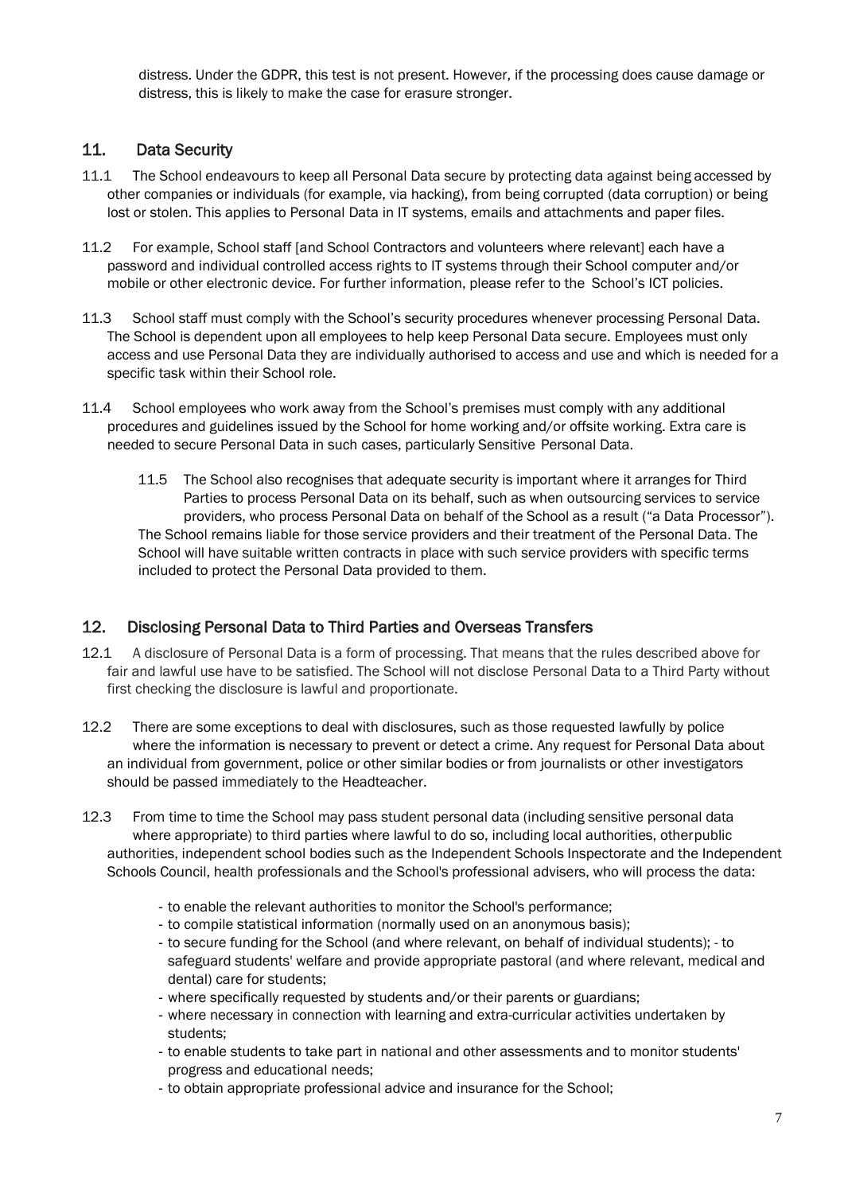distress. Under the GDPR, this test is not present. However, if the processing does cause damage or distress, this is likely to make the case for erasure stronger.

## 11. Data Security

11.1 The School endeavours to keep all Personal Data secure by protecting data against being accessed by other companies or individuals (for example, via hacking), from being corrupted (data corruption) or being lost or stolen. This applies to Personal Data in IT systems, emails and attachments and paper files.

11.2 For example, School staff [and School Contractors and volunteers where relevant] each have a password and individual controlled access rights to IT systems through their School computer and/or mobile or other electronic device. For further information, please refer to the School's ICT policies.

11.3 School staff must comply with the School's security procedures whenever processing Personal Data. The School is dependent upon all employees to help keep Personal Data secure. Employees must only access and use Personal Data they are individually authorised to access and use and which is needed for a specific task within their School role.

11.4 School employees who work away from the School's premises must comply with any additional procedures and guidelines issued by the School for home working and/or offsite working. Extra care is needed to secure Personal Data in such cases, particularly Sensitive Personal Data.

11.5 The School also recognises that adequate security is important where it arranges for Third Parties to process Personal Data on its behalf, such as when outsourcing services to service providers, who process Personal Data on behalf of the School as a result ("a Data Processor"). The School remains liable for those service providers and their treatment of the Personal Data. The School will have suitable written contracts in place with such service providers with specific terms included to protect the Personal Data provided to them.

## 12. Disclosing Personal Data to Third Parties and Overseas Transfers

12.1 A disclosure of Personal Data is a form of processing. That means that the rules described above for fair and lawful use have to be satisfied. The School will not disclose Personal Data to a Third Party without first checking the disclosure is lawful and proportionate.

12.2 There are some exceptions to deal with disclosures, such as those requested lawfully by police where the information is necessary to prevent or detect a crime. Any request for Personal Data about an individual from government, police or other similar bodies or from journalists or other investigators should be passed immediately to the Headteacher.

12.3 From time to time the School may pass student personal data (including sensitive personal data where appropriate) to third parties where lawful to do so, including local authorities, other public authorities, independent school bodies such as the Independent Schools Inspectorate and the Independent Schools Council, health professionals and the School's professional advisers, who will process the data:

- to enable the relevant authorities to monitor the School's performance;
- to compile statistical information (normally used on an anonymous basis);
- to secure funding for the School (and where relevant, on behalf of individual students); - to safeguard students' welfare and provide appropriate pastoral (and where relevant, medical and dental) care for students;
- where specifically requested by students and/or their parents or guardians;
- where necessary in connection with learning and extra-curricular activities undertaken by students;
- to enable students to take part in national and other assessments and to monitor students' progress and educational needs;
- to obtain appropriate professional advice and insurance for the School;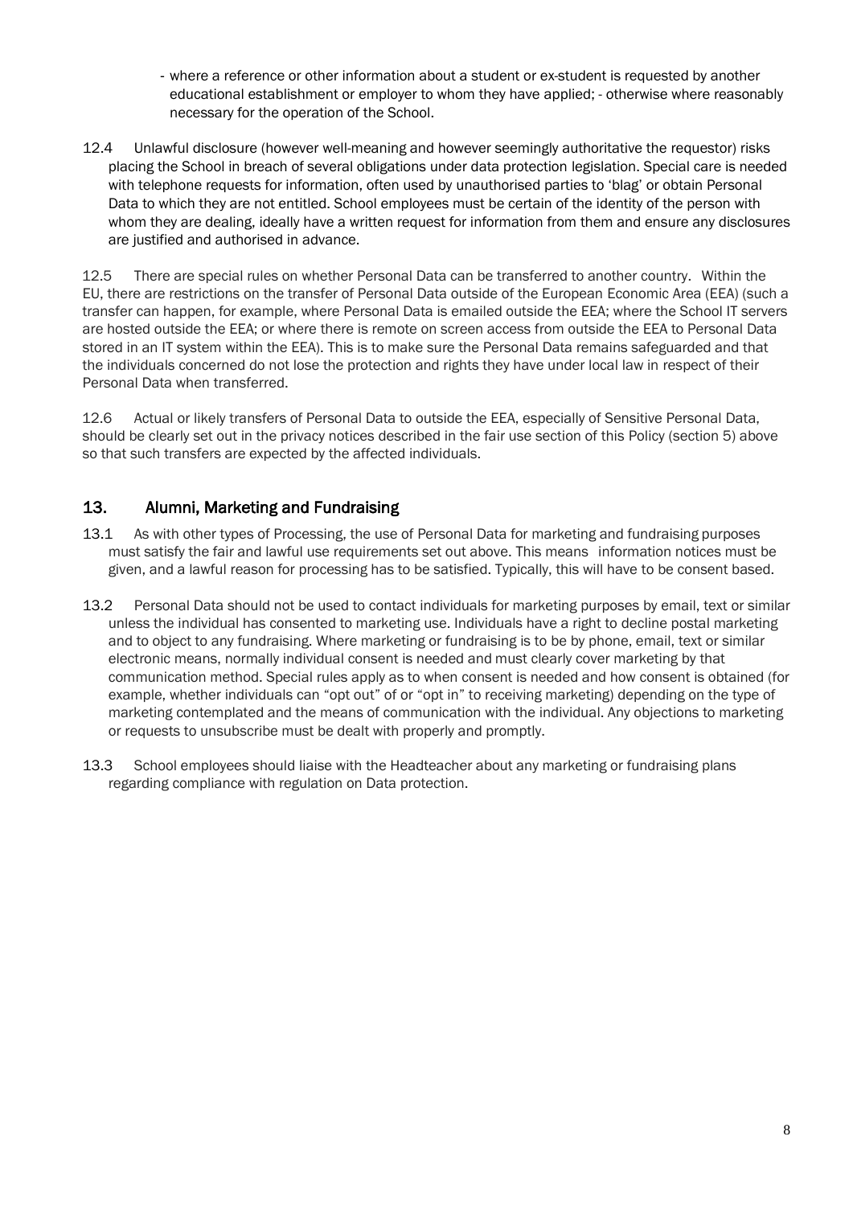- where a reference or other information about a student or ex-student is requested by another educational establishment or employer to whom they have applied; - otherwise where reasonably necessary for the operation of the School.

12.4 Unlawful disclosure (however well-meaning and however seemingly authoritative the requestor) risks placing the School in breach of several obligations under data protection legislation. Special care is needed with telephone requests for information, often used by unauthorised parties to 'blag' or obtain Personal Data to which they are not entitled. School employees must be certain of the identity of the person with whom they are dealing, ideally have a written request for information from them and ensure any disclosures are justified and authorised in advance.

12.5 There are special rules on whether Personal Data can be transferred to another country. Within the EU, there are restrictions on the transfer of Personal Data outside of the European Economic Area (EEA) (such a transfer can happen, for example, where Personal Data is emailed outside the EEA; where the School IT servers are hosted outside the EEA; or where there is remote on screen access from outside the EEA to Personal Data stored in an IT system within the EEA). This is to make sure the Personal Data remains safeguarded and that the individuals concerned do not lose the protection and rights they have under local law in respect of their Personal Data when transferred.

12.6 Actual or likely transfers of Personal Data to outside the EEA, especially of Sensitive Personal Data, should be clearly set out in the privacy notices described in the fair use section of this Policy (section 5) above so that such transfers are expected by the affected individuals.

## 13. Alumni, Marketing and Fundraising

13.1 As with other types of Processing, the use of Personal Data for marketing and fundraising purposes must satisfy the fair and lawful use requirements set out above. This means information notices must be given, and a lawful reason for processing has to be satisfied. Typically, this will have to be consent based.

13.2 Personal Data should not be used to contact individuals for marketing purposes by email, text or similar unless the individual has consented to marketing use. Individuals have a right to decline postal marketing and to object to any fundraising. Where marketing or fundraising is to be by phone, email, text or similar electronic means, normally individual consent is needed and must clearly cover marketing by that communication method. Special rules apply as to when consent is needed and how consent is obtained (for example, whether individuals can "opt out" of or "opt in" to receiving marketing) depending on the type of marketing contemplated and the means of communication with the individual. Any objections to marketing or requests to unsubscribe must be dealt with properly and promptly.

13.3 School employees should liaise with the Headteacher about any marketing or fundraising plans regarding compliance with regulation on Data protection.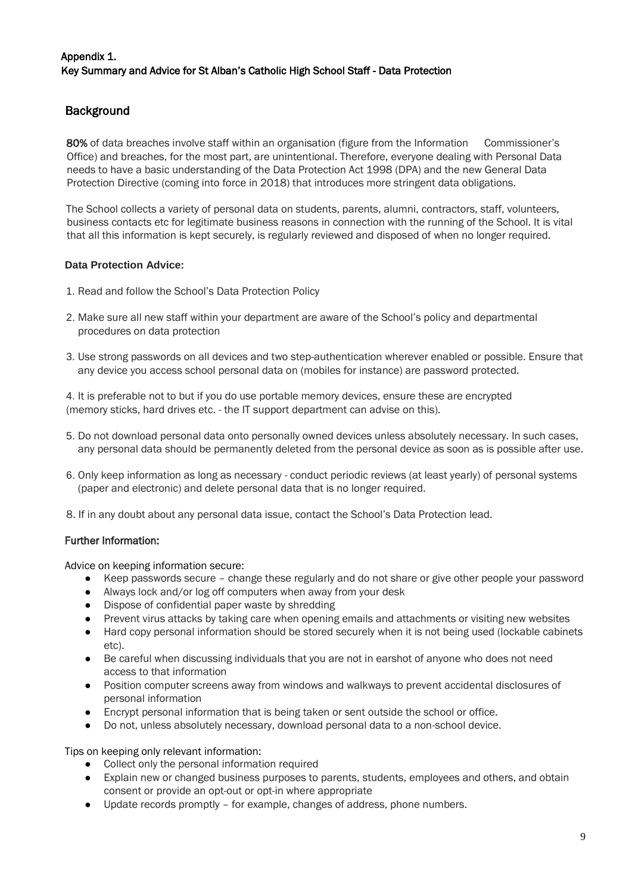## Appendix 1.
## Key Summary and Advice for St Alban's Catholic High School Staff - Data Protection

## Background

**80%** of data breaches involve staff within an organisation (figure from the Information Commissioner's Office) and breaches, for the most part, are unintentional. Therefore, everyone dealing with Personal Data needs to have a basic understanding of the Data Protection Act 1998 (DPA) and the new General Data Protection Directive (coming into force in 2018) that introduces more stringent data obligations.

The School collects a variety of personal data on students, parents, alumni, contractors, staff, volunteers, business contacts etc for legitimate business reasons in connection with the running of the School. It is vital that all this information is kept securely, is regularly reviewed and disposed of when no longer required.

**Data Protection Advice:**

1. Read and follow the School's Data Protection Policy
2. Make sure all new staff within your department are aware of the School's policy and departmental procedures on data protection
3. Use strong passwords on all devices and two step-authentication wherever enabled or possible. Ensure that any device you access school personal data on (mobiles for instance) are password protected.
4. It is preferable not to but if you do use portable memory devices, ensure these are encrypted (memory sticks, hard drives etc. - the IT support department can advise on this).
5. Do not download personal data onto personally owned devices unless absolutely necessary. In such cases, any personal data should be permanently deleted from the personal device as soon as is possible after use.
6. Only keep information as long as necessary - conduct periodic reviews (at least yearly) of personal systems (paper and electronic) and delete personal data that is no longer required.

8. If in any doubt about any personal data issue, contact the School's Data Protection lead.

### Further Information:

Advice on keeping information secure:

- Keep passwords secure – change these regularly and do not share or give other people your password
- Always lock and/or log off computers when away from your desk
- Dispose of confidential paper waste by shredding
- Prevent virus attacks by taking care when opening emails and attachments or visiting new websites
- Hard copy personal information should be stored securely when it is not being used (lockable cabinets etc).
- Be careful when discussing individuals that you are not in earshot of anyone who does not need access to that information
- Position computer screens away from windows and walkways to prevent accidental disclosures of personal information
- Encrypt personal information that is being taken or sent outside the school or office.
- Do not, unless absolutely necessary, download personal data to a non-school device.

Tips on keeping only relevant information:

- Collect only the personal information required
- Explain new or changed business purposes to parents, students, employees and others, and obtain consent or provide an opt-out or opt-in where appropriate
- Update records promptly – for example, changes of address, phone numbers.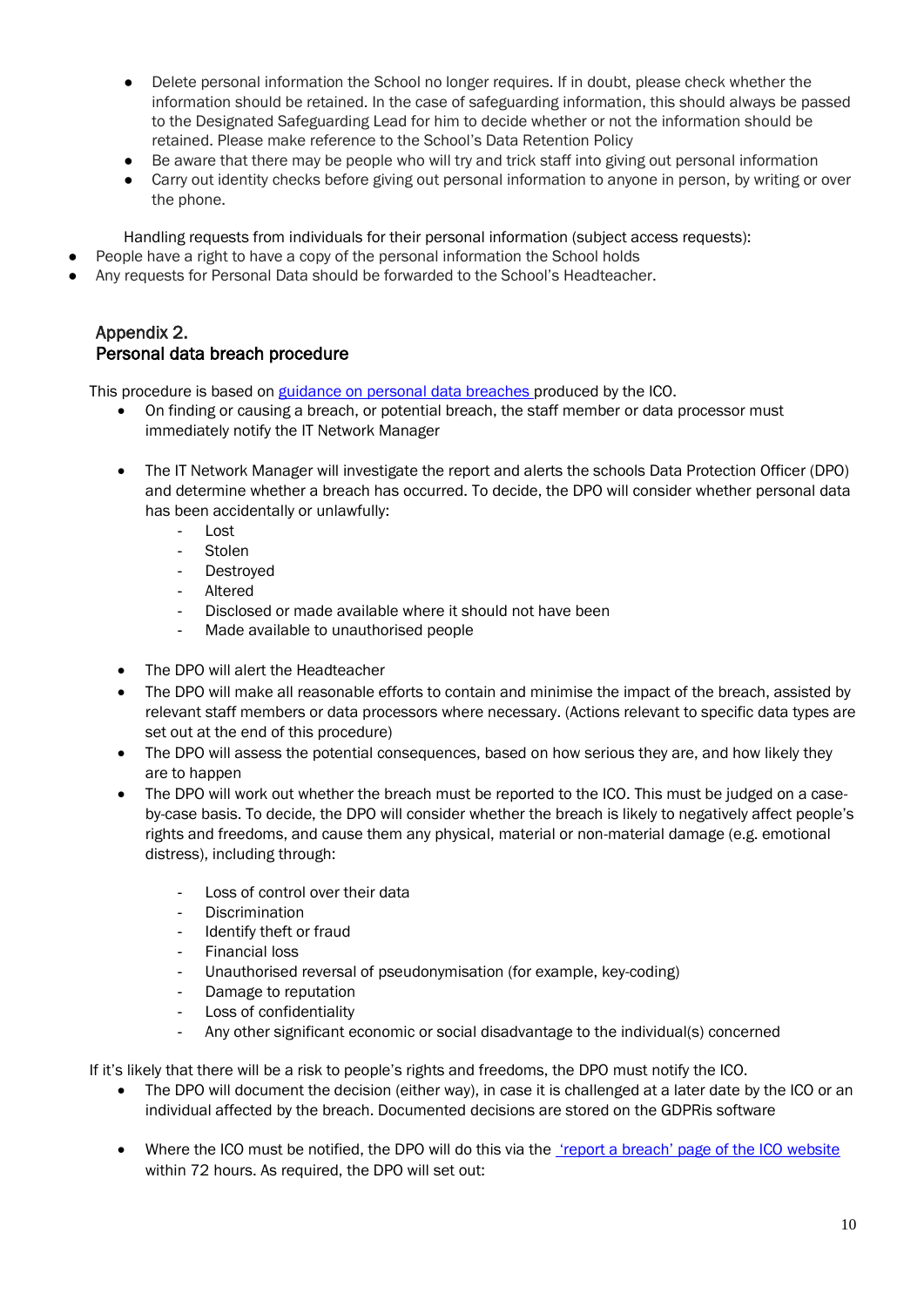- Delete personal information the School no longer requires. If in doubt, please check whether the information should be retained. In the case of safeguarding information, this should always be passed to the Designated Safeguarding Lead for him to decide whether or not the information should be retained. Please make reference to the School's Data Retention Policy
- Be aware that there may be people who will try and trick staff into giving out personal information
- Carry out identity checks before giving out personal information to anyone in person, by writing or over the phone.

Handling requests from individuals for their personal information (subject access requests):

- People have a right to have a copy of the personal information the School holds
- Any requests for Personal Data should be forwarded to the School's Headteacher.

## Appendix 2.
## Personal data breach procedure

This procedure is based on [guidance on personal data breaches](#) produced by the ICO.

- On finding or causing a breach, or potential breach, the staff member or data processor must immediately notify the IT Network Manager

- The IT Network Manager will investigate the report and alerts the schools Data Protection Officer (DPO) and determine whether a breach has occurred. To decide, the DPO will consider whether personal data has been accidentally or unlawfully:
    - Lost
    - Stolen
    - Destroyed
    - Altered
    - Disclosed or made available where it should not have been
    - Made available to unauthorised people

- The DPO will alert the Headteacher
- The DPO will make all reasonable efforts to contain and minimise the impact of the breach, assisted by relevant staff members or data processors where necessary. (Actions relevant to specific data types are set out at the end of this procedure)
- The DPO will assess the potential consequences, based on how serious they are, and how likely they are to happen
- The DPO will work out whether the breach must be reported to the ICO. This must be judged on a case-by-case basis. To decide, the DPO will consider whether the breach is likely to negatively affect people's rights and freedoms, and cause them any physical, material or non-material damage (e.g. emotional distress), including through:

    - Loss of control over their data
    - Discrimination
    - Identify theft or fraud
    - Financial loss
    - Unauthorised reversal of pseudonymisation (for example, key-coding)
    - Damage to reputation
    - Loss of confidentiality
    - Any other significant economic or social disadvantage to the individual(s) concerned

If it's likely that there will be a risk to people's rights and freedoms, the DPO must notify the ICO.

- The DPO will document the decision (either way), in case it is challenged at a later date by the ICO or an individual affected by the breach. Documented decisions are stored on the GDPRis software

- Where the ICO must be notified, the DPO will do this via the ['report a breach' page of the ICO website](#) within 72 hours. As required, the DPO will set out: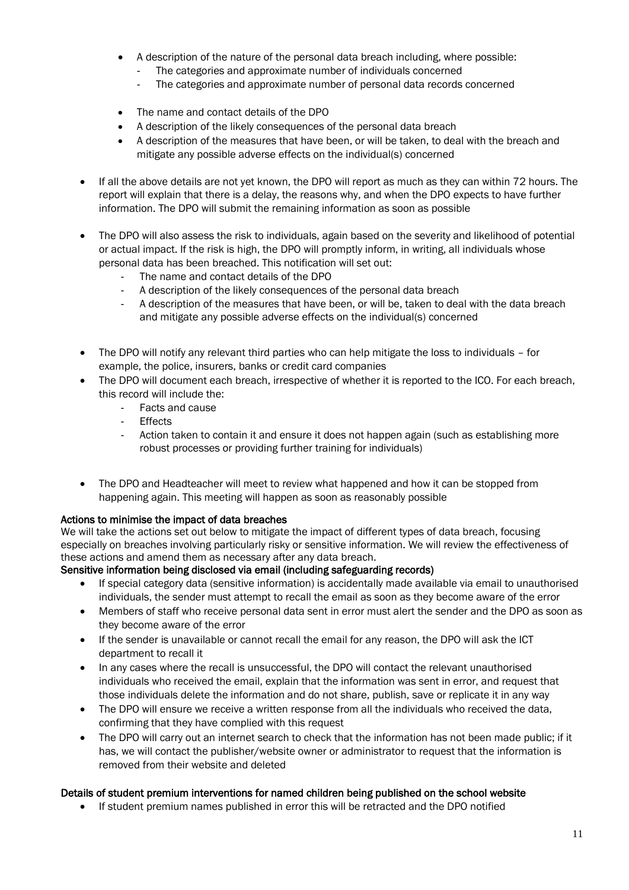- A description of the nature of the personal data breach including, where possible:
    - The categories and approximate number of individuals concerned
    - The categories and approximate number of personal data records concerned
  - The name and contact details of the DPO
  - A description of the likely consequences of the personal data breach
  - A description of the measures that have been, or will be taken, to deal with the breach and mitigate any possible adverse effects on the individual(s) concerned

- If all the above details are not yet known, the DPO will report as much as they can within 72 hours. The report will explain that there is a delay, the reasons why, and when the DPO expects to have further information. The DPO will submit the remaining information as soon as possible

- The DPO will also assess the risk to individuals, again based on the severity and likelihood of potential or actual impact. If the risk is high, the DPO will promptly inform, in writing, all individuals whose personal data has been breached. This notification will set out:
  - The name and contact details of the DPO
  - A description of the likely consequences of the personal data breach
  - A description of the measures that have been, or will be, taken to deal with the data breach and mitigate any possible adverse effects on the individual(s) concerned

- The DPO will notify any relevant third parties who can help mitigate the loss to individuals – for example, the police, insurers, banks or credit card companies
- The DPO will document each breach, irrespective of whether it is reported to the ICO. For each breach, this record will include the:
  - Facts and cause
  - Effects
  - Action taken to contain it and ensure it does not happen again (such as establishing more robust processes or providing further training for individuals)

- The DPO and Headteacher will meet to review what happened and how it can be stopped from happening again. This meeting will happen as soon as reasonably possible

**Actions to minimise the impact of data breaches**

We will take the actions set out below to mitigate the impact of different types of data breach, focusing especially on breaches involving particularly risky or sensitive information. We will review the effectiveness of these actions and amend them as necessary after any data breach.

**Sensitive information being disclosed via email (including safeguarding records)**

- If special category data (sensitive information) is accidentally made available via email to unauthorised individuals, the sender must attempt to recall the email as soon as they become aware of the error
- Members of staff who receive personal data sent in error must alert the sender and the DPO as soon as they become aware of the error
- If the sender is unavailable or cannot recall the email for any reason, the DPO will ask the ICT department to recall it
- In any cases where the recall is unsuccessful, the DPO will contact the relevant unauthorised individuals who received the email, explain that the information was sent in error, and request that those individuals delete the information and do not share, publish, save or replicate it in any way
- The DPO will ensure we receive a written response from all the individuals who received the data, confirming that they have complied with this request
- The DPO will carry out an internet search to check that the information has not been made public; if it has, we will contact the publisher/website owner or administrator to request that the information is removed from their website and deleted

**Details of student premium interventions for named children being published on the school website**

- If student premium names published in error this will be retracted and the DPO notified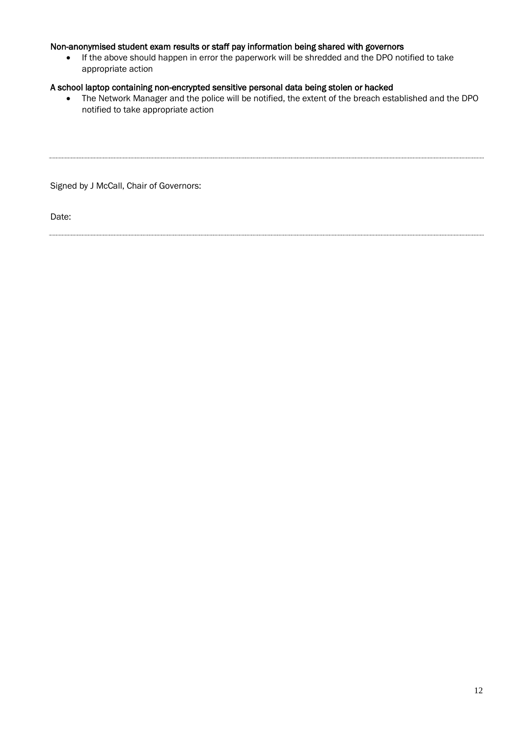**Non-anonymised student exam results or staff pay information being shared with governors**

- If the above should happen in error the paperwork will be shredded and the DPO notified to take appropriate action

**A school laptop containing non-encrypted sensitive personal data being stolen or hacked**

- The Network Manager and the police will be notified, the extent of the breach established and the DPO notified to take appropriate action

---

Signed by J McCall, Chair of Governors:

Date:

---